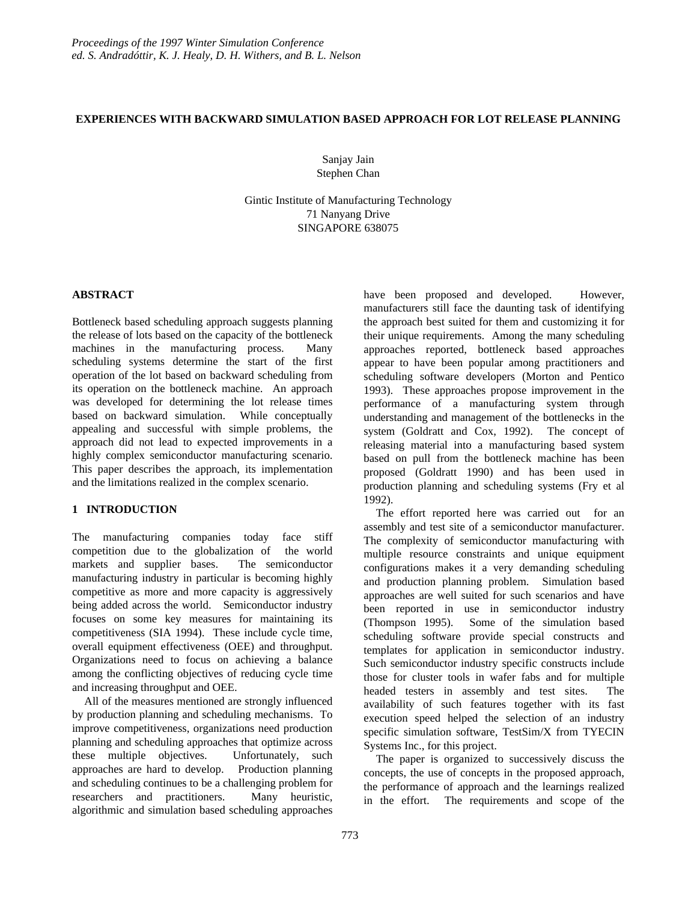# EXPERIENCES WITH BACKWARD SIMULATION BASED APPROACH FOR LOT RELEASE PLANNING

Sanjay Jain
Stephen Chan

Gintic Institute of Manufacturing Technology
71 Nanyang Drive
SINGAPORE 638075

## ABSTRACT

Bottleneck based scheduling approach suggests planning the release of lots based on the capacity of the bottleneck machines in the manufacturing process. Many scheduling systems determine the start of the first operation of the lot based on backward scheduling from its operation on the bottleneck machine. An approach was developed for determining the lot release times based on backward simulation. While conceptually appealing and successful with simple problems, the approach did not lead to expected improvements in a highly complex semiconductor manufacturing scenario. This paper describes the approach, its implementation and the limitations realized in the complex scenario.

## 1 INTRODUCTION

The manufacturing companies today face stiff competition due to the globalization of the world markets and supplier bases. The semiconductor manufacturing industry in particular is becoming highly competitive as more and more capacity is aggressively being added across the world. Semiconductor industry focuses on some key measures for maintaining its competitiveness (SIA 1994). These include cycle time, overall equipment effectiveness (OEE) and throughput. Organizations need to focus on achieving a balance among the conflicting objectives of reducing cycle time and increasing throughput and OEE.

All of the measures mentioned are strongly influenced by production planning and scheduling mechanisms. To improve competitiveness, organizations need production planning and scheduling approaches that optimize across these multiple objectives. Unfortunately, such approaches are hard to develop. Production planning and scheduling continues to be a challenging problem for researchers and practitioners. Many heuristic, algorithmic and simulation based scheduling approaches have been proposed and developed. However, manufacturers still face the daunting task of identifying the approach best suited for them and customizing it for their unique requirements. Among the many scheduling approaches reported, bottleneck based approaches appear to have been popular among practitioners and scheduling software developers (Morton and Pentico 1993). These approaches propose improvement in the performance of a manufacturing system through understanding and management of the bottlenecks in the system (Goldratt and Cox, 1992). The concept of releasing material into a manufacturing based system based on pull from the bottleneck machine has been proposed (Goldratt 1990) and has been used in production planning and scheduling systems (Fry et al 1992).

The effort reported here was carried out for an assembly and test site of a semiconductor manufacturer. The complexity of semiconductor manufacturing with multiple resource constraints and unique equipment configurations makes it a very demanding scheduling and production planning problem. Simulation based approaches are well suited for such scenarios and have been reported in use in semiconductor industry (Thompson 1995). Some of the simulation based scheduling software provide special constructs and templates for application in semiconductor industry. Such semiconductor industry specific constructs include those for cluster tools in wafer fabs and for multiple headed testers in assembly and test sites. The availability of such features together with its fast execution speed helped the selection of an industry specific simulation software, TestSim/X from TYECIN Systems Inc., for this project.

The paper is organized to successively discuss the concepts, the use of concepts in the proposed approach, the performance of approach and the learnings realized in the effort. The requirements and scope of the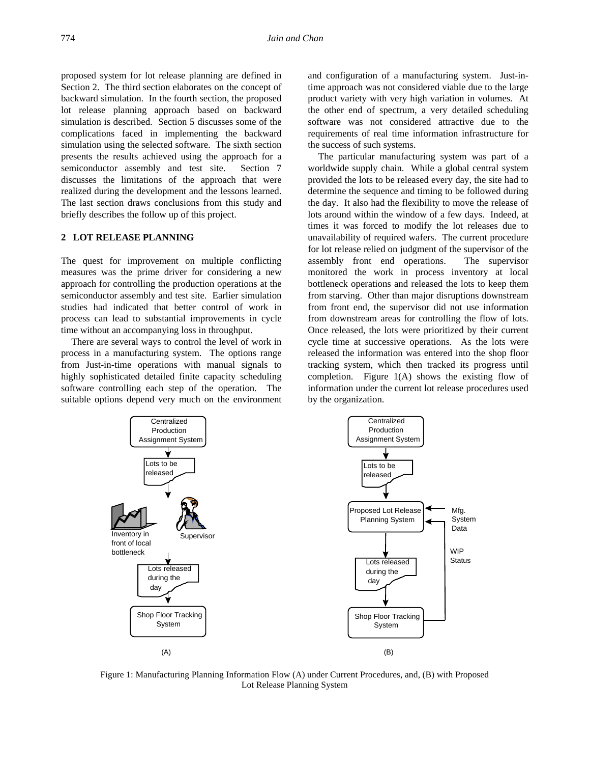proposed system for lot release planning are defined in Section 2. The third section elaborates on the concept of backward simulation. In the fourth section, the proposed lot release planning approach based on backward simulation is described. Section 5 discusses some of the complications faced in implementing the backward simulation using the selected software. The sixth section presents the results achieved using the approach for a semiconductor assembly and test site. Section 7 discusses the limitations of the approach that were realized during the development and the lessons learned. The last section draws conclusions from this study and briefly describes the follow up of this project.

## 2 LOT RELEASE PLANNING

The quest for improvement on multiple conflicting measures was the prime driver for considering a new approach for controlling the production operations at the semiconductor assembly and test site. Earlier simulation studies had indicated that better control of work in process can lead to substantial improvements in cycle time without an accompanying loss in throughput.

There are several ways to control the level of work in process in a manufacturing system. The options range from Just-in-time operations with manual signals to highly sophisticated detailed finite capacity scheduling software controlling each step of the operation. The suitable options depend very much on the environment and configuration of a manufacturing system. Just-in-time approach was not considered viable due to the large product variety with very high variation in volumes. At the other end of spectrum, a very detailed scheduling software was not considered attractive due to the requirements of real time information infrastructure for the success of such systems.

The particular manufacturing system was part of a worldwide supply chain. While a global central system provided the lots to be released every day, the site had to determine the sequence and timing to be followed during the day. It also had the flexibility to move the release of lots around within the window of a few days. Indeed, at times it was forced to modify the lot releases due to unavailability of required wafers. The current procedure for lot release relied on judgment of the supervisor of the assembly front end operations. The supervisor monitored the work in process inventory at local bottleneck operations and released the lots to keep them from starving. Other than major disruptions downstream from front end, the supervisor did not use information from downstream areas for controlling the flow of lots. Once released, the lots were prioritized by their current cycle time at successive operations. As the lots were released the information was entered into the shop floor tracking system, which then tracked its progress until completion. Figure 1(A) shows the existing flow of information under the current lot release procedures used by the organization.

Centralized Production Assignment System
Lots to be released
Inventory in front of local bottleneck
Supervisor
Lots released during the day
Shop Floor Tracking System
(A)

Centralized Production Assignment System
Lots to be released
Proposed Lot Release Planning System
Mfg. System Data
WIP Status
Lots released during the day
Shop Floor Tracking System
(B)

Figure 1: Manufacturing Planning Information Flow (A) under Current Procedures, and, (B) with Proposed Lot Release Planning System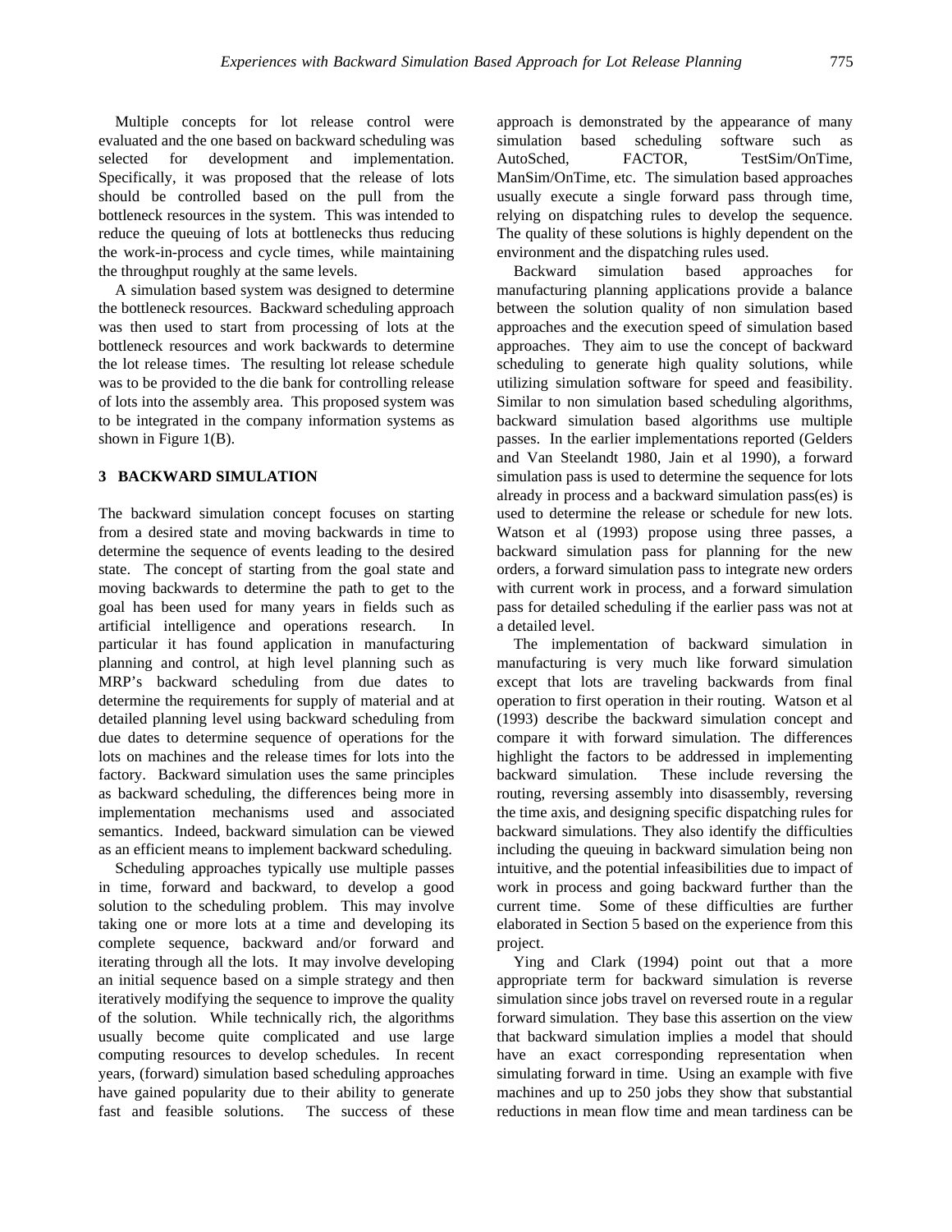Multiple concepts for lot release control were evaluated and the one based on backward scheduling was selected for development and implementation. Specifically, it was proposed that the release of lots should be controlled based on the pull from the bottleneck resources in the system. This was intended to reduce the queuing of lots at bottlenecks thus reducing the work-in-process and cycle times, while maintaining the throughput roughly at the same levels.

A simulation based system was designed to determine the bottleneck resources. Backward scheduling approach was then used to start from processing of lots at the bottleneck resources and work backwards to determine the lot release times. The resulting lot release schedule was to be provided to the die bank for controlling release of lots into the assembly area. This proposed system was to be integrated in the company information systems as shown in Figure 1(B).

## 3 BACKWARD SIMULATION

The backward simulation concept focuses on starting from a desired state and moving backwards in time to determine the sequence of events leading to the desired state. The concept of starting from the goal state and moving backwards to determine the path to get to the goal has been used for many years in fields such as artificial intelligence and operations research. In particular it has found application in manufacturing planning and control, at high level planning such as MRP's backward scheduling from due dates to determine the requirements for supply of material and at detailed planning level using backward scheduling from due dates to determine sequence of operations for the lots on machines and the release times for lots into the factory. Backward simulation uses the same principles as backward scheduling, the differences being more in implementation mechanisms used and associated semantics. Indeed, backward simulation can be viewed as an efficient means to implement backward scheduling.

Scheduling approaches typically use multiple passes in time, forward and backward, to develop a good solution to the scheduling problem. This may involve taking one or more lots at a time and developing its complete sequence, backward and/or forward and iterating through all the lots. It may involve developing an initial sequence based on a simple strategy and then iteratively modifying the sequence to improve the quality of the solution. While technically rich, the algorithms usually become quite complicated and use large computing resources to develop schedules. In recent years, (forward) simulation based scheduling approaches have gained popularity due to their ability to generate fast and feasible solutions. The success of these approach is demonstrated by the appearance of many simulation based scheduling software such as AutoSched, FACTOR, TestSim/OnTime, ManSim/OnTime, etc. The simulation based approaches usually execute a single forward pass through time, relying on dispatching rules to develop the sequence. The quality of these solutions is highly dependent on the environment and the dispatching rules used.

Backward simulation based approaches for manufacturing planning applications provide a balance between the solution quality of non simulation based approaches and the execution speed of simulation based approaches. They aim to use the concept of backward scheduling to generate high quality solutions, while utilizing simulation software for speed and feasibility. Similar to non simulation based scheduling algorithms, backward simulation based algorithms use multiple passes. In the earlier implementations reported (Gelders and Van Steelandt 1980, Jain et al 1990), a forward simulation pass is used to determine the sequence for lots already in process and a backward simulation pass(es) is used to determine the release or schedule for new lots. Watson et al (1993) propose using three passes, a backward simulation pass for planning for the new orders, a forward simulation pass to integrate new orders with current work in process, and a forward simulation pass for detailed scheduling if the earlier pass was not at a detailed level.

The implementation of backward simulation in manufacturing is very much like forward simulation except that lots are traveling backwards from final operation to first operation in their routing. Watson et al (1993) describe the backward simulation concept and compare it with forward simulation. The differences highlight the factors to be addressed in implementing backward simulation. These include reversing the routing, reversing assembly into disassembly, reversing the time axis, and designing specific dispatching rules for backward simulations. They also identify the difficulties including the queuing in backward simulation being non intuitive, and the potential infeasibilities due to impact of work in process and going backward further than the current time. Some of these difficulties are further elaborated in Section 5 based on the experience from this project.

Ying and Clark (1994) point out that a more appropriate term for backward simulation is reverse simulation since jobs travel on reversed route in a regular forward simulation. They base this assertion on the view that backward simulation implies a model that should have an exact corresponding representation when simulating forward in time. Using an example with five machines and up to 250 jobs they show that substantial reductions in mean flow time and mean tardiness can be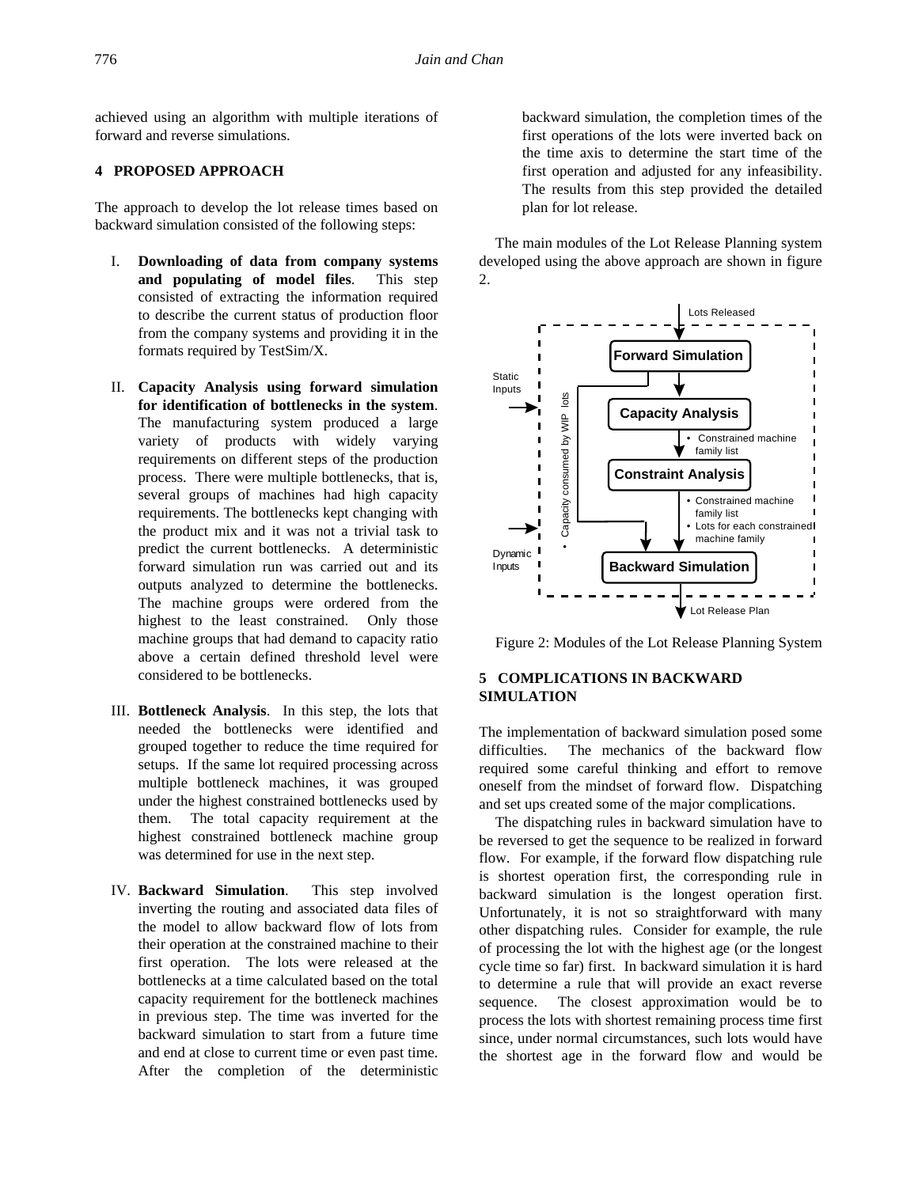achieved using an algorithm with multiple iterations of forward and reverse simulations.

## 4 PROPOSED APPROACH

The approach to develop the lot release times based on backward simulation consisted of the following steps:

I. **Downloading of data from company systems and populating of model files**. This step consisted of extracting the information required to describe the current status of production floor from the company systems and providing it in the formats required by TestSim/X.

II. **Capacity Analysis using forward simulation for identification of bottlenecks in the system**. The manufacturing system produced a large variety of products with widely varying requirements on different steps of the production process. There were multiple bottlenecks, that is, several groups of machines had high capacity requirements. The bottlenecks kept changing with the product mix and it was not a trivial task to predict the current bottlenecks. A deterministic forward simulation run was carried out and its outputs analyzed to determine the bottlenecks. The machine groups were ordered from the highest to the least constrained. Only those machine groups that had demand to capacity ratio above a certain defined threshold level were considered to be bottlenecks.

III. **Bottleneck Analysis**. In this step, the lots that needed the bottlenecks were identified and grouped together to reduce the time required for setups. If the same lot required processing across multiple bottleneck machines, it was grouped under the highest constrained bottlenecks used by them. The total capacity requirement at the highest constrained bottleneck machine group was determined for use in the next step.

IV. **Backward Simulation**. This step involved inverting the routing and associated data files of the model to allow backward flow of lots from their operation at the constrained machine to their first operation. The lots were released at the bottlenecks at a time calculated based on the total capacity requirement for the bottleneck machines in previous step. The time was inverted for the backward simulation to start from a future time and end at close to current time or even past time. After the completion of the deterministic backward simulation, the completion times of the first operations of the lots were inverted back on the time axis to determine the start time of the first operation and adjusted for any infeasibility. The results from this step provided the detailed plan for lot release.

The main modules of the Lot Release Planning system developed using the above approach are shown in figure 2.

Lots Released
Forward Simulation
Static Inputs
Capacity Analysis
• Constrained machine family list
Constraint Analysis
• Constrained machine family list
• Lots for each constrained machine family
• Capacity consumed by WIP lots
Dynamic Inputs
Backward Simulation
Lot Release Plan

Figure 2: Modules of the Lot Release Planning System

## 5 COMPLICATIONS IN BACKWARD SIMULATION

The implementation of backward simulation posed some difficulties. The mechanics of the backward flow required some careful thinking and effort to remove oneself from the mindset of forward flow. Dispatching and set ups created some of the major complications.

The dispatching rules in backward simulation have to be reversed to get the sequence to be realized in forward flow. For example, if the forward flow dispatching rule is shortest operation first, the corresponding rule in backward simulation is the longest operation first. Unfortunately, it is not so straightforward with many other dispatching rules. Consider for example, the rule of processing the lot with the highest age (or the longest cycle time so far) first. In backward simulation it is hard to determine a rule that will provide an exact reverse sequence. The closest approximation would be to process the lots with shortest remaining process time first since, under normal circumstances, such lots would have the shortest age in the forward flow and would be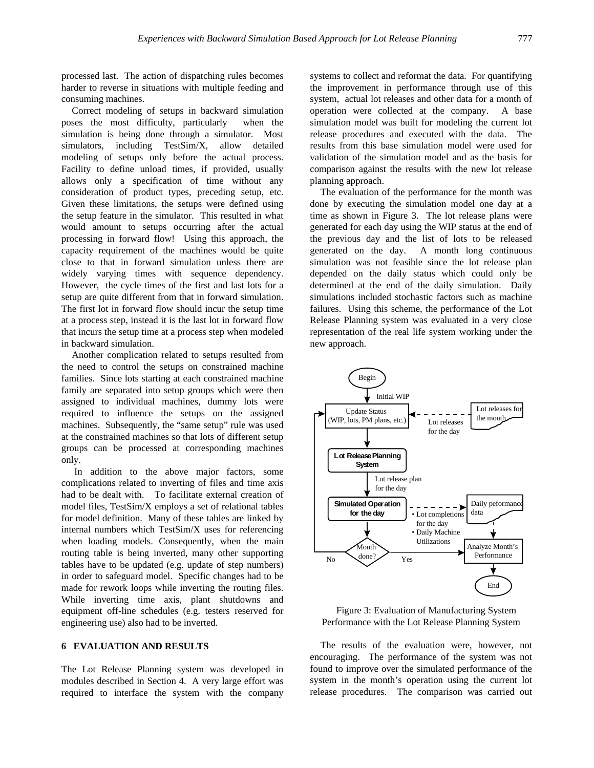processed last. The action of dispatching rules becomes harder to reverse in situations with multiple feeding and consuming machines.

Correct modeling of setups in backward simulation poses the most difficulty, particularly when the simulation is being done through a simulator. Most simulators, including TestSim/X, allow detailed modeling of setups only before the actual process. Facility to define unload times, if provided, usually allows only a specification of time without any consideration of product types, preceding setup, etc. Given these limitations, the setups were defined using the setup feature in the simulator. This resulted in what would amount to setups occurring after the actual processing in forward flow! Using this approach, the capacity requirement of the machines would be quite close to that in forward simulation unless there are widely varying times with sequence dependency. However, the cycle times of the first and last lots for a setup are quite different from that in forward simulation. The first lot in forward flow should incur the setup time at a process step, instead it is the last lot in forward flow that incurs the setup time at a process step when modeled in backward simulation.

Another complication related to setups resulted from the need to control the setups on constrained machine families. Since lots starting at each constrained machine family are separated into setup groups which were then assigned to individual machines, dummy lots were required to influence the setups on the assigned machines. Subsequently, the "same setup" rule was used at the constrained machines so that lots of different setup groups can be processed at corresponding machines only.

In addition to the above major factors, some complications related to inverting of files and time axis had to be dealt with. To facilitate external creation of model files, TestSim/X employs a set of relational tables for model definition. Many of these tables are linked by internal numbers which TestSim/X uses for referencing when loading models. Consequently, when the main routing table is being inverted, many other supporting tables have to be updated (e.g. update of step numbers) in order to safeguard model. Specific changes had to be made for rework loops while inverting the routing files. While inverting time axis, plant shutdowns and equipment off-line schedules (e.g. testers reserved for engineering use) also had to be inverted.

## 6 EVALUATION AND RESULTS

The Lot Release Planning system was developed in modules described in Section 4. A very large effort was required to interface the system with the company systems to collect and reformat the data. For quantifying the improvement in performance through use of this system, actual lot releases and other data for a month of operation were collected at the company. A base simulation model was built for modeling the current lot release procedures and executed with the data. The results from this base simulation model were used for validation of the simulation model and as the basis for comparison against the results with the new lot release planning approach.

The evaluation of the performance for the month was done by executing the simulation model one day at a time as shown in Figure 3. The lot release plans were generated for each day using the WIP status at the end of the previous day and the list of lots to be released generated on the day. A month long continuous simulation was not feasible since the lot release plan depended on the daily status which could only be determined at the end of the daily simulation. Daily simulations included stochastic factors such as machine failures. Using this scheme, the performance of the Lot Release Planning system was evaluated in a very close representation of the real life system working under the new approach.

Figure 3: Evaluation of Manufacturing System Performance with the Lot Release Planning System

The results of the evaluation were, however, not encouraging. The performance of the system was not found to improve over the simulated performance of the system in the month's operation using the current lot release procedures. The comparison was carried out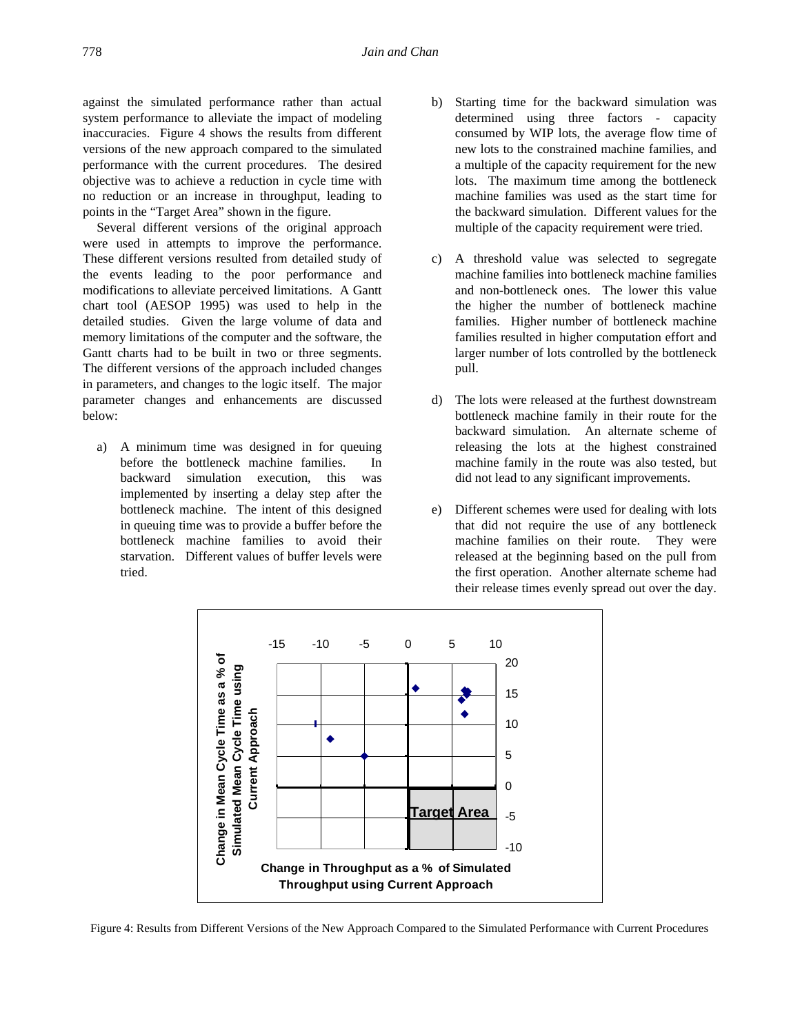against the simulated performance rather than actual system performance to alleviate the impact of modeling inaccuracies. Figure 4 shows the results from different versions of the new approach compared to the simulated performance with the current procedures. The desired objective was to achieve a reduction in cycle time with no reduction or an increase in throughput, leading to points in the "Target Area" shown in the figure.

Several different versions of the original approach were used in attempts to improve the performance. These different versions resulted from detailed study of the events leading to the poor performance and modifications to alleviate perceived limitations. A Gantt chart tool (AESOP 1995) was used to help in the detailed studies. Given the large volume of data and memory limitations of the computer and the software, the Gantt charts had to be built in two or three segments. The different versions of the approach included changes in parameters, and changes to the logic itself. The major parameter changes and enhancements are discussed below:

a) A minimum time was designed in for queuing before the bottleneck machine families. In backward simulation execution, this was implemented by inserting a delay step after the bottleneck machine. The intent of this designed in queuing time was to provide a buffer before the bottleneck machine families to avoid their starvation. Different values of buffer levels were tried.

b) Starting time for the backward simulation was determined using three factors - capacity consumed by WIP lots, the average flow time of new lots to the constrained machine families, and a multiple of the capacity requirement for the new lots. The maximum time among the bottleneck machine families was used as the start time for the backward simulation. Different values for the multiple of the capacity requirement were tried.

c) A threshold value was selected to segregate machine families into bottleneck machine families and non-bottleneck ones. The lower this value the higher the number of bottleneck machine families. Higher number of bottleneck machine families resulted in higher computation effort and larger number of lots controlled by the bottleneck pull.

d) The lots were released at the furthest downstream bottleneck machine family in their route for the backward simulation. An alternate scheme of releasing the lots at the highest constrained machine family in the route was also tested, but did not lead to any significant improvements.

e) Different schemes were used for dealing with lots that did not require the use of any bottleneck machine families on their route. They were released at the beginning based on the pull from the first operation. Another alternate scheme had their release times evenly spread out over the day.

Figure 4: Results from Different Versions of the New Approach Compared to the Simulated Performance with Current Procedures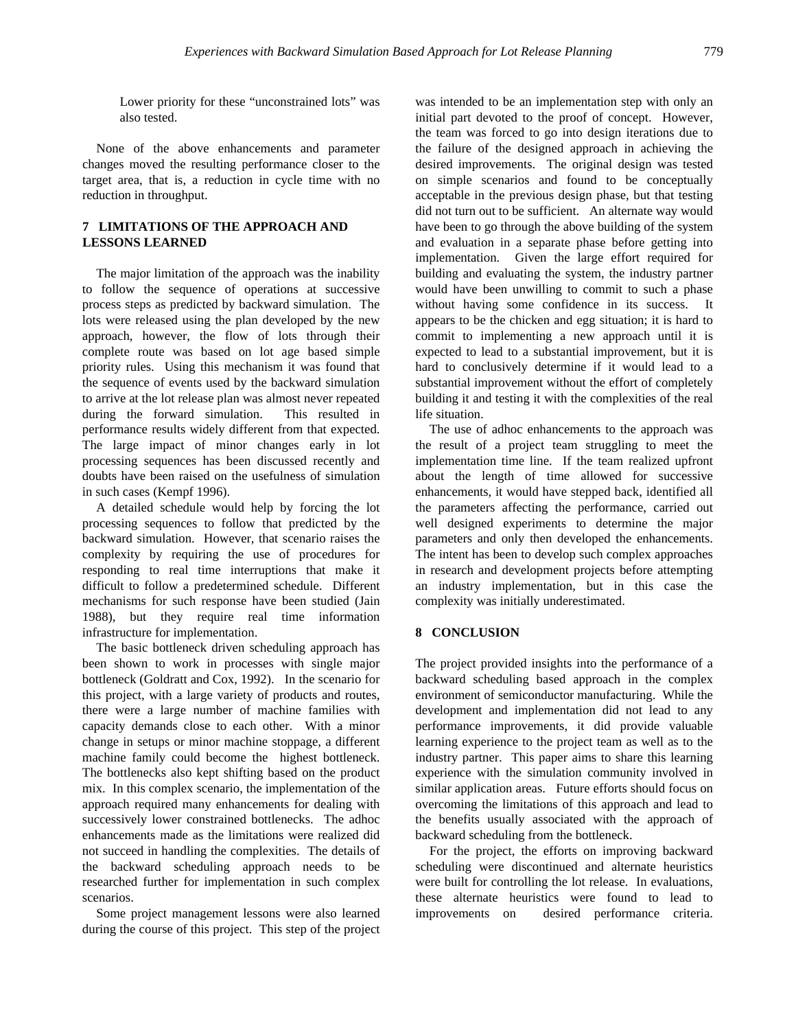Lower priority for these "unconstrained lots" was also tested.

None of the above enhancements and parameter changes moved the resulting performance closer to the target area, that is, a reduction in cycle time with no reduction in throughput.

## 7 LIMITATIONS OF THE APPROACH AND LESSONS LEARNED

The major limitation of the approach was the inability to follow the sequence of operations at successive process steps as predicted by backward simulation. The lots were released using the plan developed by the new approach, however, the flow of lots through their complete route was based on lot age based simple priority rules. Using this mechanism it was found that the sequence of events used by the backward simulation to arrive at the lot release plan was almost never repeated during the forward simulation. This resulted in performance results widely different from that expected. The large impact of minor changes early in lot processing sequences has been discussed recently and doubts have been raised on the usefulness of simulation in such cases (Kempf 1996).

A detailed schedule would help by forcing the lot processing sequences to follow that predicted by the backward simulation. However, that scenario raises the complexity by requiring the use of procedures for responding to real time interruptions that make it difficult to follow a predetermined schedule. Different mechanisms for such response have been studied (Jain 1988), but they require real time information infrastructure for implementation.

The basic bottleneck driven scheduling approach has been shown to work in processes with single major bottleneck (Goldratt and Cox, 1992). In the scenario for this project, with a large variety of products and routes, there were a large number of machine families with capacity demands close to each other. With a minor change in setups or minor machine stoppage, a different machine family could become the highest bottleneck. The bottlenecks also kept shifting based on the product mix. In this complex scenario, the implementation of the approach required many enhancements for dealing with successively lower constrained bottlenecks. The adhoc enhancements made as the limitations were realized did not succeed in handling the complexities. The details of the backward scheduling approach needs to be researched further for implementation in such complex scenarios.

Some project management lessons were also learned during the course of this project. This step of the project was intended to be an implementation step with only an initial part devoted to the proof of concept. However, the team was forced to go into design iterations due to the failure of the designed approach in achieving the desired improvements. The original design was tested on simple scenarios and found to be conceptually acceptable in the previous design phase, but that testing did not turn out to be sufficient. An alternate way would have been to go through the above building of the system and evaluation in a separate phase before getting into implementation. Given the large effort required for building and evaluating the system, the industry partner would have been unwilling to commit to such a phase without having some confidence in its success. It appears to be the chicken and egg situation; it is hard to commit to implementing a new approach until it is expected to lead to a substantial improvement, but it is hard to conclusively determine if it would lead to a substantial improvement without the effort of completely building it and testing it with the complexities of the real life situation.

The use of adhoc enhancements to the approach was the result of a project team struggling to meet the implementation time line. If the team realized upfront about the length of time allowed for successive enhancements, it would have stepped back, identified all the parameters affecting the performance, carried out well designed experiments to determine the major parameters and only then developed the enhancements. The intent has been to develop such complex approaches in research and development projects before attempting an industry implementation, but in this case the complexity was initially underestimated.

## 8 CONCLUSION

The project provided insights into the performance of a backward scheduling based approach in the complex environment of semiconductor manufacturing. While the development and implementation did not lead to any performance improvements, it did provide valuable learning experience to the project team as well as to the industry partner. This paper aims to share this learning experience with the simulation community involved in similar application areas. Future efforts should focus on overcoming the limitations of this approach and lead to the benefits usually associated with the approach of backward scheduling from the bottleneck.

For the project, the efforts on improving backward scheduling were discontinued and alternate heuristics were built for controlling the lot release. In evaluations, these alternate heuristics were found to lead to improvements on desired performance criteria.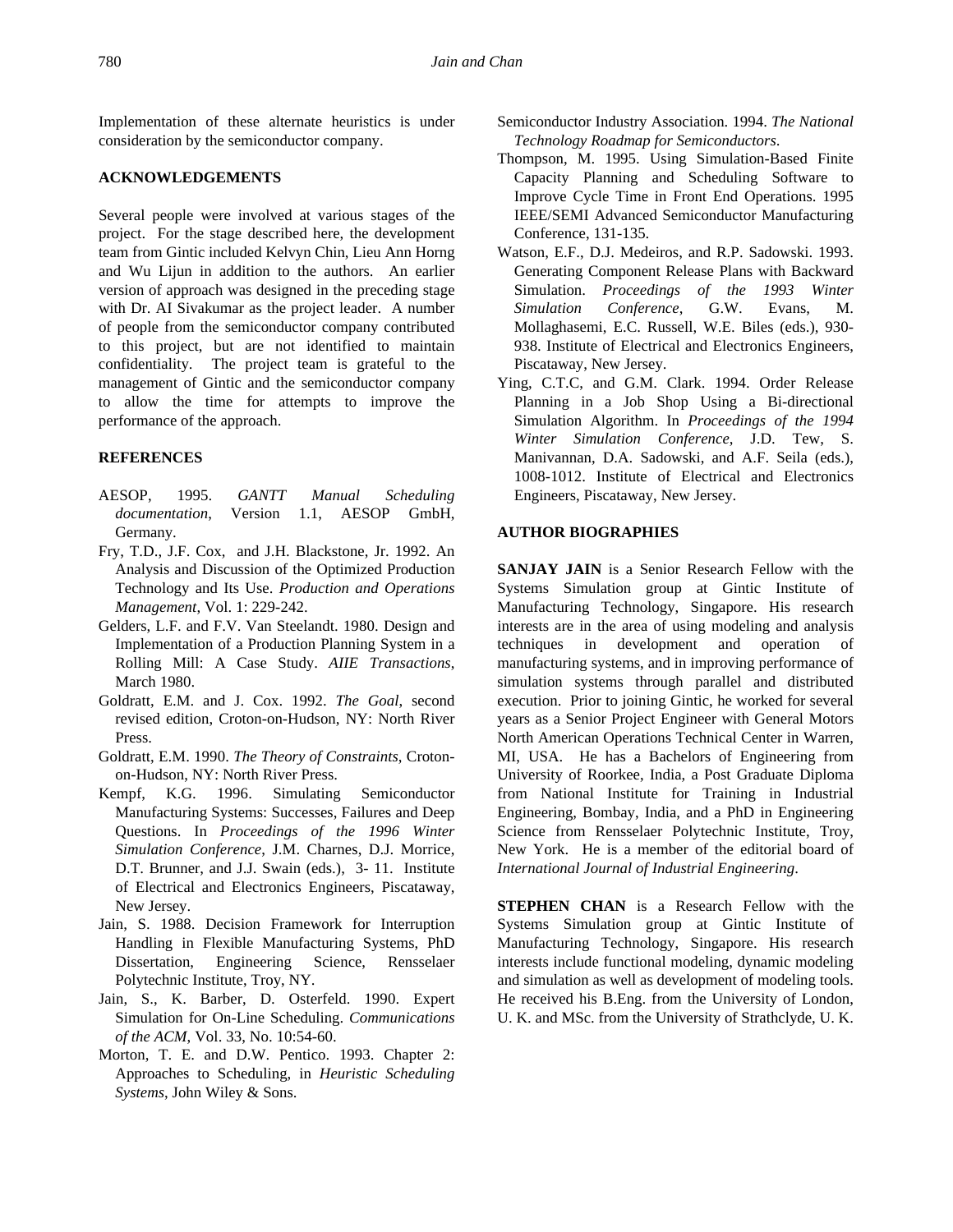Implementation of these alternate heuristics is under consideration by the semiconductor company.

## ACKNOWLEDGEMENTS

Several people were involved at various stages of the project. For the stage described here, the development team from Gintic included Kelvyn Chin, Lieu Ann Horng and Wu Lijun in addition to the authors. An earlier version of approach was designed in the preceding stage with Dr. AI Sivakumar as the project leader. A number of people from the semiconductor company contributed to this project, but are not identified to maintain confidentiality. The project team is grateful to the management of Gintic and the semiconductor company to allow the time for attempts to improve the performance of the approach.

## REFERENCES

AESOP, 1995. *GANTT Manual Scheduling documentation*, Version 1.1, AESOP GmbH, Germany.

Fry, T.D., J.F. Cox, and J.H. Blackstone, Jr. 1992. An Analysis and Discussion of the Optimized Production Technology and Its Use. *Production and Operations Management*, Vol. 1: 229-242.

Gelders, L.F. and F.V. Van Steelandt. 1980. Design and Implementation of a Production Planning System in a Rolling Mill: A Case Study. *AIIE Transactions*, March 1980.

Goldratt, E.M. and J. Cox. 1992. *The Goal*, second revised edition, Croton-on-Hudson, NY: North River Press.

Goldratt, E.M. 1990. *The Theory of Constraints*, Croton-on-Hudson, NY: North River Press.

Kempf, K.G. 1996. Simulating Semiconductor Manufacturing Systems: Successes, Failures and Deep Questions. In *Proceedings of the 1996 Winter Simulation Conference*, J.M. Charnes, D.J. Morrice, D.T. Brunner, and J.J. Swain (eds.), 3- 11. Institute of Electrical and Electronics Engineers, Piscataway, New Jersey.

Jain, S. 1988. Decision Framework for Interruption Handling in Flexible Manufacturing Systems, PhD Dissertation, Engineering Science, Rensselaer Polytechnic Institute, Troy, NY.

Jain, S., K. Barber, D. Osterfeld. 1990. Expert Simulation for On-Line Scheduling. *Communications of the ACM*, Vol. 33, No. 10:54-60.

Morton, T. E. and D.W. Pentico. 1993. Chapter 2: Approaches to Scheduling, in *Heuristic Scheduling Systems*, John Wiley & Sons.

Semiconductor Industry Association. 1994. *The National Technology Roadmap for Semiconductors*.

Thompson, M. 1995. Using Simulation-Based Finite Capacity Planning and Scheduling Software to Improve Cycle Time in Front End Operations. 1995 IEEE/SEMI Advanced Semiconductor Manufacturing Conference, 131-135.

Watson, E.F., D.J. Medeiros, and R.P. Sadowski. 1993. Generating Component Release Plans with Backward Simulation. *Proceedings of the 1993 Winter Simulation Conference*, G.W. Evans, M. Mollaghasemi, E.C. Russell, W.E. Biles (eds.), 930-938. Institute of Electrical and Electronics Engineers, Piscataway, New Jersey.

Ying, C.T.C, and G.M. Clark. 1994. Order Release Planning in a Job Shop Using a Bi-directional Simulation Algorithm. In *Proceedings of the 1994 Winter Simulation Conference*, J.D. Tew, S. Manivannan, D.A. Sadowski, and A.F. Seila (eds.), 1008-1012. Institute of Electrical and Electronics Engineers, Piscataway, New Jersey.

## AUTHOR BIOGRAPHIES

**SANJAY JAIN** is a Senior Research Fellow with the Systems Simulation group at Gintic Institute of Manufacturing Technology, Singapore. His research interests are in the area of using modeling and analysis techniques in development and operation of manufacturing systems, and in improving performance of simulation systems through parallel and distributed execution. Prior to joining Gintic, he worked for several years as a Senior Project Engineer with General Motors North American Operations Technical Center in Warren, MI, USA. He has a Bachelors of Engineering from University of Roorkee, India, a Post Graduate Diploma from National Institute for Training in Industrial Engineering, Bombay, India, and a PhD in Engineering Science from Rensselaer Polytechnic Institute, Troy, New York. He is a member of the editorial board of *International Journal of Industrial Engineering*.

**STEPHEN CHAN** is a Research Fellow with the Systems Simulation group at Gintic Institute of Manufacturing Technology, Singapore. His research interests include functional modeling, dynamic modeling and simulation as well as development of modeling tools. He received his B.Eng. from the University of London, U. K. and MSc. from the University of Strathclyde, U. K.